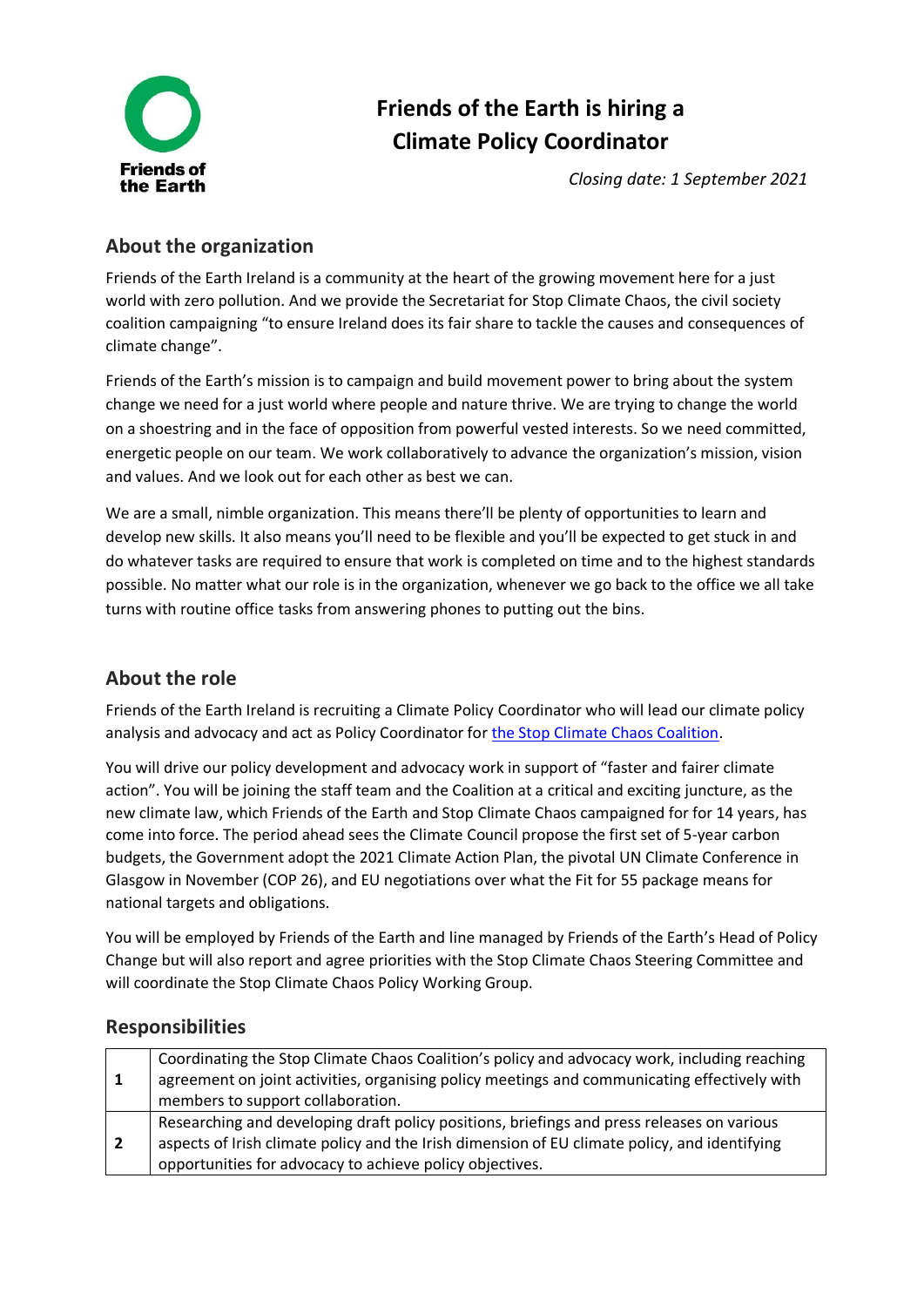Friends of the Earth

# Friends of the Earth is hiring a Climate Policy Coordinator

*Closing date: 1 September 2021*

## About the organization

Friends of the Earth Ireland is a community at the heart of the growing movement here for a just world with zero pollution. And we provide the Secretariat for Stop Climate Chaos, the civil society coalition campaigning "to ensure Ireland does its fair share to tackle the causes and consequences of climate change".

Friends of the Earth's mission is to campaign and build movement power to bring about the system change we need for a just world where people and nature thrive. We are trying to change the world on a shoestring and in the face of opposition from powerful vested interests. So we need committed, energetic people on our team. We work collaboratively to advance the organization's mission, vision and values. And we look out for each other as best we can.

We are a small, nimble organization. This means there'll be plenty of opportunities to learn and develop new skills. It also means you'll need to be flexible and you'll be expected to get stuck in and do whatever tasks are required to ensure that work is completed on time and to the highest standards possible. No matter what our role is in the organization, whenever we go back to the office we all take turns with routine office tasks from answering phones to putting out the bins.

## About the role

Friends of the Earth Ireland is recruiting a Climate Policy Coordinator who will lead our climate policy analysis and advocacy and act as Policy Coordinator for the Stop Climate Chaos Coalition.

You will drive our policy development and advocacy work in support of "faster and fairer climate action". You will be joining the staff team and the Coalition at a critical and exciting juncture, as the new climate law, which Friends of the Earth and Stop Climate Chaos campaigned for for 14 years, has come into force. The period ahead sees the Climate Council propose the first set of 5-year carbon budgets, the Government adopt the 2021 Climate Action Plan, the pivotal UN Climate Conference in Glasgow in November (COP 26), and EU negotiations over what the Fit for 55 package means for national targets and obligations.

You will be employed by Friends of the Earth and line managed by Friends of the Earth's Head of Policy Change but will also report and agree priorities with the Stop Climate Chaos Steering Committee and will coordinate the Stop Climate Chaos Policy Working Group.

## Responsibilities

| | |
|---|---|
| **1** | Coordinating the Stop Climate Chaos Coalition's policy and advocacy work, including reaching agreement on joint activities, organising policy meetings and communicating effectively with members to support collaboration. |
| **2** | Researching and developing draft policy positions, briefings and press releases on various aspects of Irish climate policy and the Irish dimension of EU climate policy, and identifying opportunities for advocacy to achieve policy objectives. |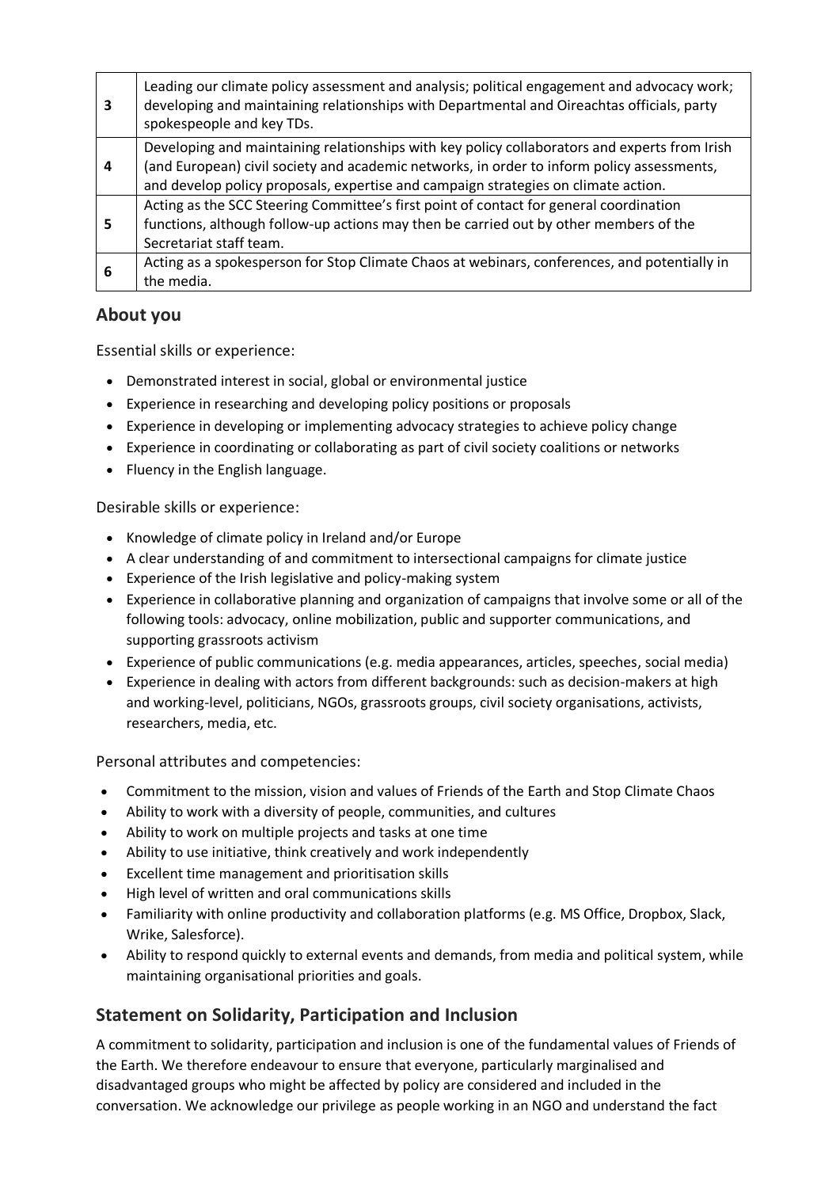| | |
|---|---|
| 3 | Leading our climate policy assessment and analysis; political engagement and advocacy work; developing and maintaining relationships with Departmental and Oireachtas officials, party spokespeople and key TDs. |
| 4 | Developing and maintaining relationships with key policy collaborators and experts from Irish (and European) civil society and academic networks, in order to inform policy assessments, and develop policy proposals, expertise and campaign strategies on climate action. |
| 5 | Acting as the SCC Steering Committee's first point of contact for general coordination functions, although follow-up actions may then be carried out by other members of the Secretariat staff team. |
| 6 | Acting as a spokesperson for Stop Climate Chaos at webinars, conferences, and potentially in the media. |

## About you

Essential skills or experience:

- Demonstrated interest in social, global or environmental justice
- Experience in researching and developing policy positions or proposals
- Experience in developing or implementing advocacy strategies to achieve policy change
- Experience in coordinating or collaborating as part of civil society coalitions or networks
- Fluency in the English language.

Desirable skills or experience:

- Knowledge of climate policy in Ireland and/or Europe
- A clear understanding of and commitment to intersectional campaigns for climate justice
- Experience of the Irish legislative and policy-making system
- Experience in collaborative planning and organization of campaigns that involve some or all of the following tools: advocacy, online mobilization, public and supporter communications, and supporting grassroots activism
- Experience of public communications (e.g. media appearances, articles, speeches, social media)
- Experience in dealing with actors from different backgrounds: such as decision-makers at high and working-level, politicians, NGOs, grassroots groups, civil society organisations, activists, researchers, media, etc.

Personal attributes and competencies:

- Commitment to the mission, vision and values of Friends of the Earth and Stop Climate Chaos
- Ability to work with a diversity of people, communities, and cultures
- Ability to work on multiple projects and tasks at one time
- Ability to use initiative, think creatively and work independently
- Excellent time management and prioritisation skills
- High level of written and oral communications skills
- Familiarity with online productivity and collaboration platforms (e.g. MS Office, Dropbox, Slack, Wrike, Salesforce).
- Ability to respond quickly to external events and demands, from media and political system, while maintaining organisational priorities and goals.

## Statement on Solidarity, Participation and Inclusion

A commitment to solidarity, participation and inclusion is one of the fundamental values of Friends of the Earth. We therefore endeavour to ensure that everyone, particularly marginalised and disadvantaged groups who might be affected by policy are considered and included in the conversation. We acknowledge our privilege as people working in an NGO and understand the fact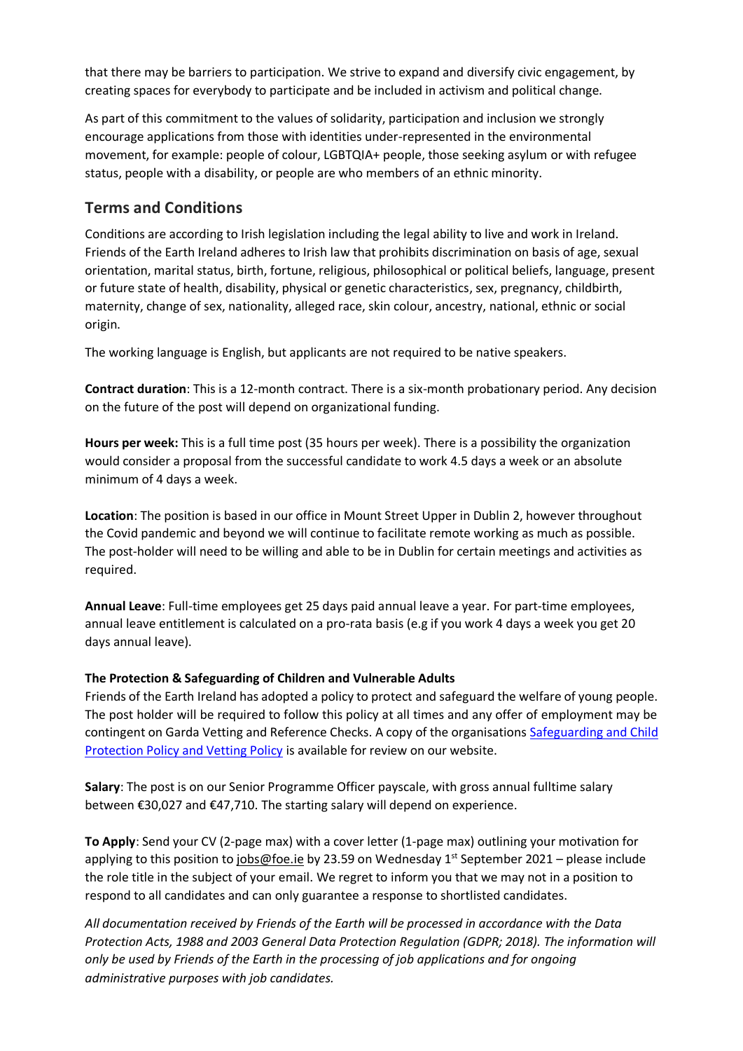that there may be barriers to participation. We strive to expand and diversify civic engagement, by creating spaces for everybody to participate and be included in activism and political change.

As part of this commitment to the values of solidarity, participation and inclusion we strongly encourage applications from those with identities under-represented in the environmental movement, for example: people of colour, LGBTQIA+ people, those seeking asylum or with refugee status, people with a disability, or people are who members of an ethnic minority.

## Terms and Conditions

Conditions are according to Irish legislation including the legal ability to live and work in Ireland. Friends of the Earth Ireland adheres to Irish law that prohibits discrimination on basis of age, sexual orientation, marital status, birth, fortune, religious, philosophical or political beliefs, language, present or future state of health, disability, physical or genetic characteristics, sex, pregnancy, childbirth, maternity, change of sex, nationality, alleged race, skin colour, ancestry, national, ethnic or social origin.

The working language is English, but applicants are not required to be native speakers.

**Contract duration**: This is a 12-month contract. There is a six-month probationary period. Any decision on the future of the post will depend on organizational funding.

**Hours per week:** This is a full time post (35 hours per week). There is a possibility the organization would consider a proposal from the successful candidate to work 4.5 days a week or an absolute minimum of 4 days a week.

**Location**: The position is based in our office in Mount Street Upper in Dublin 2, however throughout the Covid pandemic and beyond we will continue to facilitate remote working as much as possible. The post-holder will need to be willing and able to be in Dublin for certain meetings and activities as required.

**Annual Leave**: Full-time employees get 25 days paid annual leave a year. For part-time employees, annual leave entitlement is calculated on a pro-rata basis (e.g if you work 4 days a week you get 20 days annual leave).

**The Protection & Safeguarding of Children and Vulnerable Adults**
Friends of the Earth Ireland has adopted a policy to protect and safeguard the welfare of young people. The post holder will be required to follow this policy at all times and any offer of employment may be contingent on Garda Vetting and Reference Checks. A copy of the organisations Safeguarding and Child Protection Policy and Vetting Policy is available for review on our website.

**Salary**: The post is on our Senior Programme Officer payscale, with gross annual fulltime salary between €30,027 and €47,710. The starting salary will depend on experience.

**To Apply**: Send your CV (2-page max) with a cover letter (1-page max) outlining your motivation for applying to this position to jobs@foe.ie by 23.59 on Wednesday 1st September 2021 – please include the role title in the subject of your email. We regret to inform you that we may not in a position to respond to all candidates and can only guarantee a response to shortlisted candidates.

*All documentation received by Friends of the Earth will be processed in accordance with the Data Protection Acts, 1988 and 2003 General Data Protection Regulation (GDPR; 2018). The information will only be used by Friends of the Earth in the processing of job applications and for ongoing administrative purposes with job candidates.*